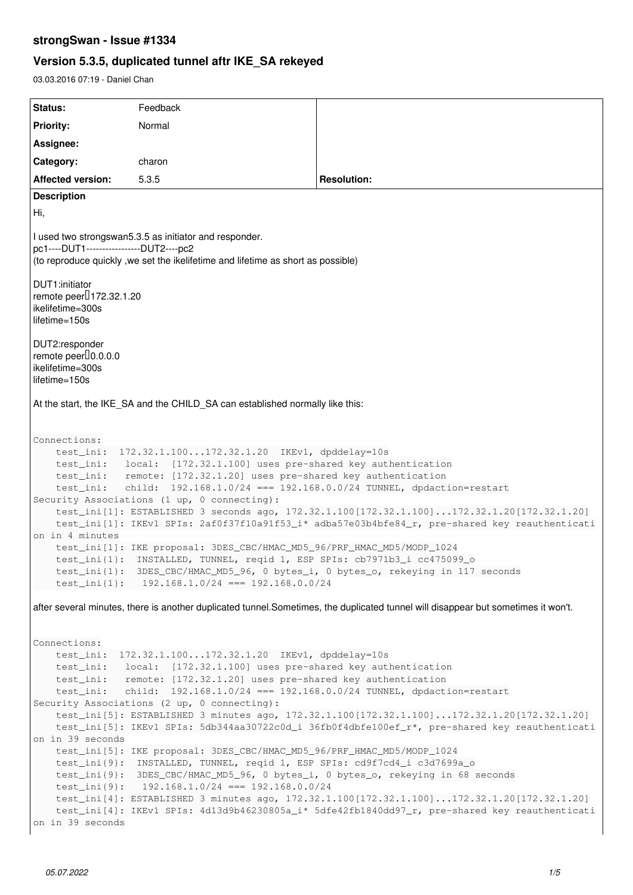# strongSwan - Issue #1334

## Version 5.3.5, duplicated tunnel aftr IKE_SA rekeyed

03.03.2016 07:19 - Daniel Chan

| Status: | Feedback | |
|---|---|---|
| Priority: | Normal | |
| Assignee: | | |
| Category: | charon | |
| Affected version: | 5.3.5 | Resolution: |

**Description**

Hi,

I used two strongswan5.3.5 as initiator and responder.
pc1----DUT1-----------------DUT2----pc2
(to reproduce quickly ,we set the ikelifetime and lifetime as short as possible)

DUT1:initiator
remote peer：172.32.1.20
ikelifetime=300s
lifetime=150s

DUT2:responder
remote peer：0.0.0.0
ikelifetime=300s
lifetime=150s

At the start, the IKE_SA and the CHILD_SA can established normally like this:

```
Connections:
    test_ini:  172.32.1.100...172.32.1.20  IKEv1, dpddelay=10s
    test_ini:   local:  [172.32.1.100] uses pre-shared key authentication
    test_ini:   remote: [172.32.1.20] uses pre-shared key authentication
    test_ini:   child:  192.168.1.0/24 === 192.168.0.0/24 TUNNEL, dpdaction=restart
Security Associations (1 up, 0 connecting):
    test_ini[1]: ESTABLISHED 3 seconds ago, 172.32.1.100[172.32.1.100]...172.32.1.20[172.32.1.20]
    test_ini[1]: IKEv1 SPIs: 2af0f37f10a91f53_i* adba57e03b4bfe84_r, pre-shared key reauthentication in 4 minutes
    test_ini[1]: IKE proposal: 3DES_CBC/HMAC_MD5_96/PRF_HMAC_MD5/MODP_1024
    test_ini{1}:  INSTALLED, TUNNEL, reqid 1, ESP SPIs: cb7971b3_i cc475099_o
    test_ini{1}:  3DES_CBC/HMAC_MD5_96, 0 bytes_i, 0 bytes_o, rekeying in 117 seconds
    test_ini{1}:   192.168.1.0/24 === 192.168.0.0/24
```

after several minutes, there is another duplicated tunnel.Sometimes, the duplicated tunnel will disappear but sometimes it won't.

```
Connections:
    test_ini:  172.32.1.100...172.32.1.20  IKEv1, dpddelay=10s
    test_ini:   local:  [172.32.1.100] uses pre-shared key authentication
    test_ini:   remote: [172.32.1.20] uses pre-shared key authentication
    test_ini:   child:  192.168.1.0/24 === 192.168.0.0/24 TUNNEL, dpdaction=restart
Security Associations (2 up, 0 connecting):
    test_ini[5]: ESTABLISHED 3 minutes ago, 172.32.1.100[172.32.1.100]...172.32.1.20[172.32.1.20]
    test_ini[5]: IKEv1 SPIs: 5db344aa30722c0d_i 36fb0f4dbfe100ef_r*, pre-shared key reauthentication in 39 seconds
    test_ini[5]: IKE proposal: 3DES_CBC/HMAC_MD5_96/PRF_HMAC_MD5/MODP_1024
    test_ini{9}:  INSTALLED, TUNNEL, reqid 1, ESP SPIs: cd9f7cd4_i c3d7699a_o
    test_ini{9}:  3DES_CBC/HMAC_MD5_96, 0 bytes_i, 0 bytes_o, rekeying in 68 seconds
    test_ini{9}:   192.168.1.0/24 === 192.168.0.0/24
    test_ini[4]: ESTABLISHED 3 minutes ago, 172.32.1.100[172.32.1.100]...172.32.1.20[172.32.1.20]
    test_ini[4]: IKEv1 SPIs: 4d13d9b46230805a_i* 5dfe42fb1840dd97_r, pre-shared key reauthentication in 39 seconds
```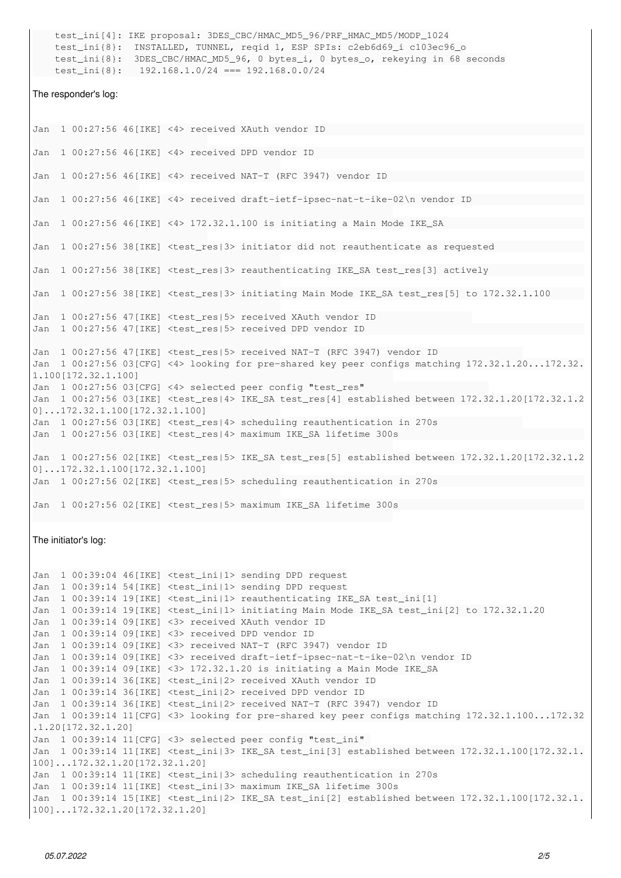```
    test_ini[4]: IKE proposal: 3DES_CBC/HMAC_MD5_96/PRF_HMAC_MD5/MODP_1024
    test_ini{8}:  INSTALLED, TUNNEL, reqid 1, ESP SPIs: c2eb6d69_i c103ec96_o
    test_ini{8}:  3DES_CBC/HMAC_MD5_96, 0 bytes_i, 0 bytes_o, rekeying in 68 seconds
    test_ini{8}:   192.168.1.0/24 === 192.168.0.0/24
```

The responder's log:

```
Jan  1 00:27:56 46[IKE] <4> received XAuth vendor ID

Jan  1 00:27:56 46[IKE] <4> received DPD vendor ID

Jan  1 00:27:56 46[IKE] <4> received NAT-T (RFC 3947) vendor ID

Jan  1 00:27:56 46[IKE] <4> received draft-ietf-ipsec-nat-t-ike-02\n vendor ID

Jan  1 00:27:56 46[IKE] <4> 172.32.1.100 is initiating a Main Mode IKE_SA

Jan  1 00:27:56 38[IKE] <test_res|3> initiator did not reauthenticate as requested

Jan  1 00:27:56 38[IKE] <test_res|3> reauthenticating IKE_SA test_res[3] actively

Jan  1 00:27:56 38[IKE] <test_res|3> initiating Main Mode IKE_SA test_res[5] to 172.32.1.100

Jan  1 00:27:56 47[IKE] <test_res|5> received XAuth vendor ID
Jan  1 00:27:56 47[IKE] <test_res|5> received DPD vendor ID

Jan  1 00:27:56 47[IKE] <test_res|5> received NAT-T (RFC 3947) vendor ID
Jan  1 00:27:56 03[CFG] <4> looking for pre-shared key peer configs matching 172.32.1.20...172.32.1.100[172.32.1.100]
Jan  1 00:27:56 03[CFG] <4> selected peer config "test_res"
Jan  1 00:27:56 03[IKE] <test_res|4> IKE_SA test_res[4] established between 172.32.1.20[172.32.1.20]...172.32.1.100[172.32.1.100]
Jan  1 00:27:56 03[IKE] <test_res|4> scheduling reauthentication in 270s
Jan  1 00:27:56 03[IKE] <test_res|4> maximum IKE_SA lifetime 300s

Jan  1 00:27:56 02[IKE] <test_res|5> IKE_SA test_res[5] established between 172.32.1.20[172.32.1.20]...172.32.1.100[172.32.1.100]
Jan  1 00:27:56 02[IKE] <test_res|5> scheduling reauthentication in 270s

Jan  1 00:27:56 02[IKE] <test_res|5> maximum IKE_SA lifetime 300s
```

The initiator's log:

```
Jan  1 00:39:04 46[IKE] <test_ini|1> sending DPD request
Jan  1 00:39:14 54[IKE] <test_ini|1> sending DPD request
Jan  1 00:39:14 19[IKE] <test_ini|1> reauthenticating IKE_SA test_ini[1]
Jan  1 00:39:14 19[IKE] <test_ini|1> initiating Main Mode IKE_SA test_ini[2] to 172.32.1.20
Jan  1 00:39:14 09[IKE] <3> received XAuth vendor ID
Jan  1 00:39:14 09[IKE] <3> received DPD vendor ID
Jan  1 00:39:14 09[IKE] <3> received NAT-T (RFC 3947) vendor ID
Jan  1 00:39:14 09[IKE] <3> received draft-ietf-ipsec-nat-t-ike-02\n vendor ID
Jan  1 00:39:14 09[IKE] <3> 172.32.1.20 is initiating a Main Mode IKE_SA
Jan  1 00:39:14 36[IKE] <test_ini|2> received XAuth vendor ID
Jan  1 00:39:14 36[IKE] <test_ini|2> received DPD vendor ID
Jan  1 00:39:14 36[IKE] <test_ini|2> received NAT-T (RFC 3947) vendor ID
Jan  1 00:39:14 11[CFG] <3> looking for pre-shared key peer configs matching 172.32.1.100...172.32.1.20[172.32.1.20]
Jan  1 00:39:14 11[CFG] <3> selected peer config "test_ini"
Jan  1 00:39:14 11[IKE] <test_ini|3> IKE_SA test_ini[3] established between 172.32.1.100[172.32.1.100]...172.32.1.20[172.32.1.20]
Jan  1 00:39:14 11[IKE] <test_ini|3> scheduling reauthentication in 270s
Jan  1 00:39:14 11[IKE] <test_ini|3> maximum IKE_SA lifetime 300s
Jan  1 00:39:14 15[IKE] <test_ini|2> IKE_SA test_ini[2] established between 172.32.1.100[172.32.1.100]...172.32.1.20[172.32.1.20]
```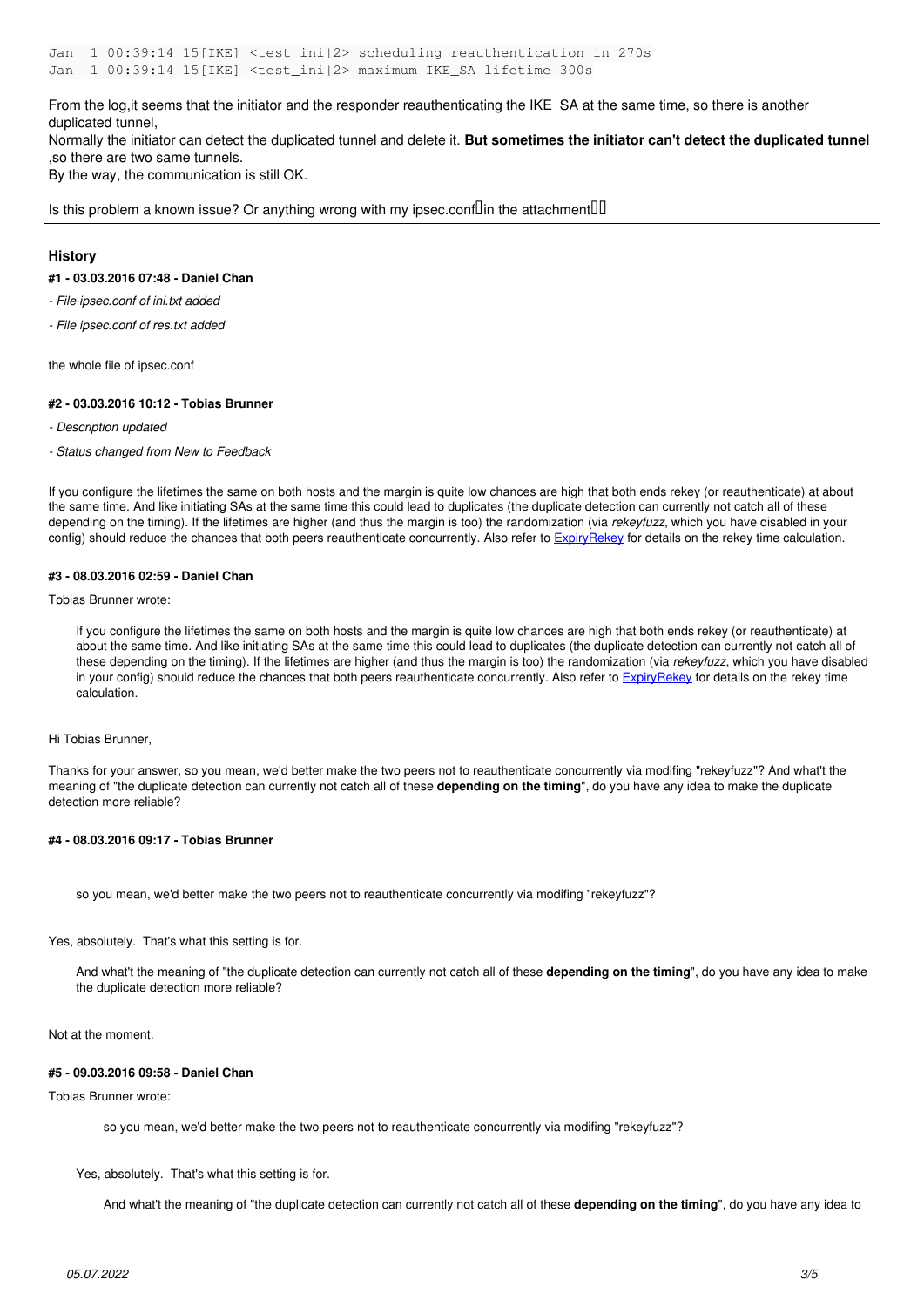```
Jan  1 00:39:14 15[IKE] <test_ini|2> scheduling reauthentication in 270s
Jan  1 00:39:14 15[IKE] <test_ini|2> maximum IKE_SA lifetime 300s
```

From the log,it seems that the initiator and the responder reauthenticating the IKE_SA at the same time, so there is another duplicated tunnel,
Normally the initiator can detect the duplicated tunnel and delete it. **But sometimes the initiator can't detect the duplicated tunnel** ,so there are two same tunnels.
By the way, the communication is still OK.

Is this problem a known issue? Or anything wrong with my ipsec.conf in the attachment

## History

#### #1 - 03.03.2016 07:48 - Daniel Chan

- *File ipsec.conf of ini.txt added*
- *File ipsec.conf of res.txt added*

the whole file of ipsec.conf

#### #2 - 03.03.2016 10:12 - Tobias Brunner

- *Description updated*
- *Status changed from New to Feedback*

If you configure the lifetimes the same on both hosts and the margin is quite low chances are high that both ends rekey (or reauthenticate) at about the same time. And like initiating SAs at the same time this could lead to duplicates (the duplicate detection can currently not catch all of these depending on the timing). If the lifetimes are higher (and thus the margin is too) the randomization (via *rekeyfuzz*, which you have disabled in your config) should reduce the chances that both peers reauthenticate concurrently. Also refer to ExpiryRekey for details on the rekey time calculation.

#### #3 - 08.03.2016 02:59 - Daniel Chan

Tobias Brunner wrote:

> If you configure the lifetimes the same on both hosts and the margin is quite low chances are high that both ends rekey (or reauthenticate) at about the same time. And like initiating SAs at the same time this could lead to duplicates (the duplicate detection can currently not catch all of these depending on the timing). If the lifetimes are higher (and thus the margin is too) the randomization (via *rekeyfuzz*, which you have disabled in your config) should reduce the chances that both peers reauthenticate concurrently. Also refer to ExpiryRekey for details on the rekey time calculation.

Hi Tobias Brunner,

Thanks for your answer, so you mean, we'd better make the two peers not to reauthenticate concurrently via modifing "rekeyfuzz"? And what't the meaning of "the duplicate detection can currently not catch all of these **depending on the timing**", do you have any idea to make the duplicate detection more reliable?

#### #4 - 08.03.2016 09:17 - Tobias Brunner

> so you mean, we'd better make the two peers not to reauthenticate concurrently via modifing "rekeyfuzz"?

Yes, absolutely. That's what this setting is for.

> And what't the meaning of "the duplicate detection can currently not catch all of these **depending on the timing**", do you have any idea to make the duplicate detection more reliable?

Not at the moment.

#### #5 - 09.03.2016 09:58 - Daniel Chan

Tobias Brunner wrote:

> > so you mean, we'd better make the two peers not to reauthenticate concurrently via modifing "rekeyfuzz"?
>
> Yes, absolutely. That's what this setting is for.
>
> > And what't the meaning of "the duplicate detection can currently not catch all of these **depending on the timing**", do you have any idea to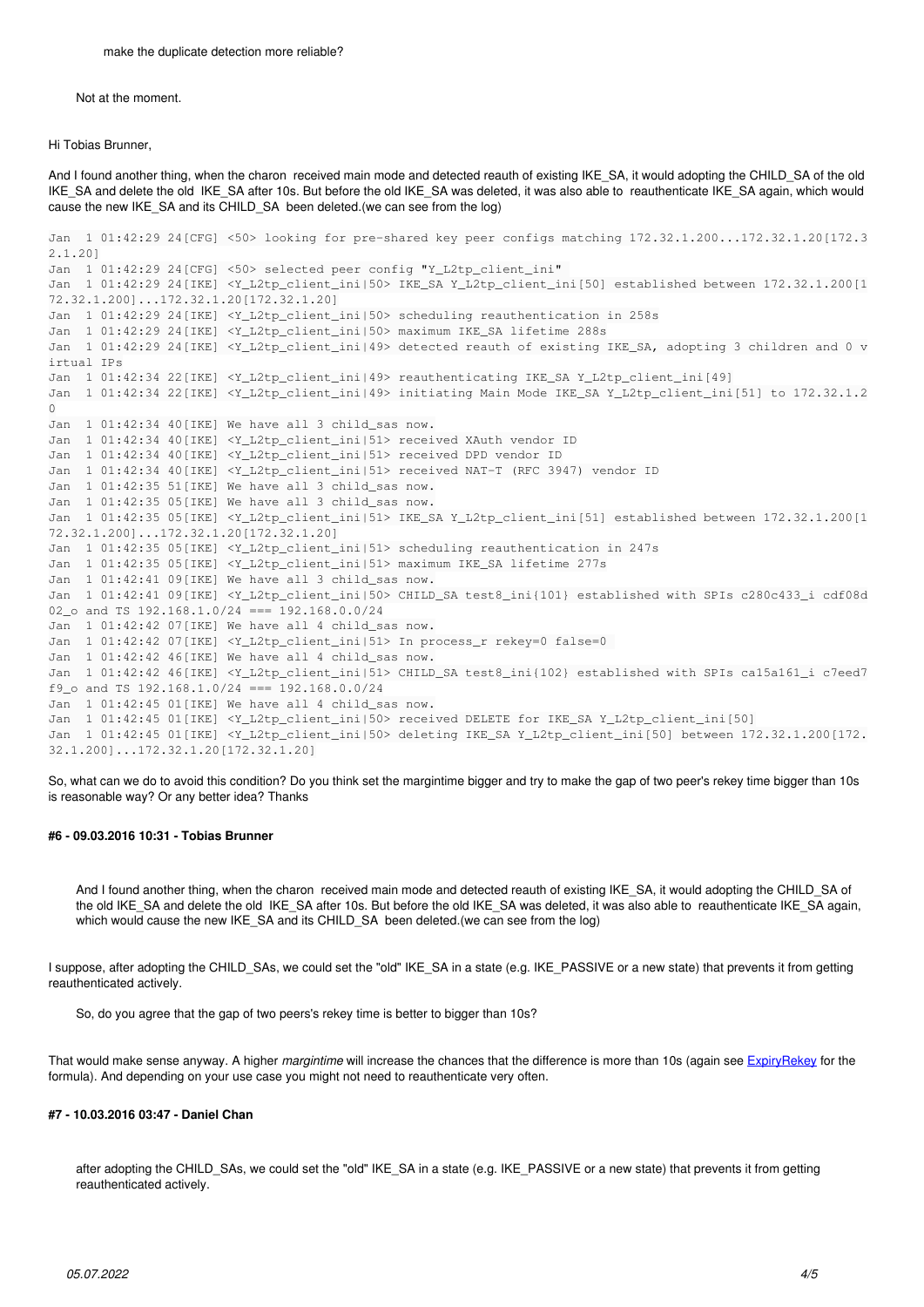> make the duplicate detection more reliable?

Not at the moment.

Hi Tobias Brunner,

And I found another thing, when the charon received main mode and detected reauth of existing IKE_SA, it would adopting the CHILD_SA of the old IKE_SA and delete the old IKE_SA after 10s. But before the old IKE_SA was deleted, it was also able to reauthenticate IKE_SA again, which would cause the new IKE_SA and its CHILD_SA been deleted.(we can see from the log)

```
Jan  1 01:42:29 24[CFG] <50> looking for pre-shared key peer configs matching 172.32.1.200...172.32.1.20[172.32.1.20]
Jan  1 01:42:29 24[CFG] <50> selected peer config "Y_L2tp_client_ini"
Jan  1 01:42:29 24[IKE] <Y_L2tp_client_ini|50> IKE_SA Y_L2tp_client_ini[50] established between 172.32.1.200[172.32.1.200]...172.32.1.20[172.32.1.20]
Jan  1 01:42:29 24[IKE] <Y_L2tp_client_ini|50> scheduling reauthentication in 258s
Jan  1 01:42:29 24[IKE] <Y_L2tp_client_ini|50> maximum IKE_SA lifetime 288s
Jan  1 01:42:29 24[IKE] <Y_L2tp_client_ini|49> detected reauth of existing IKE_SA, adopting 3 children and 0 virtual IPs
Jan  1 01:42:34 22[IKE] <Y_L2tp_client_ini|49> reauthenticating IKE_SA Y_L2tp_client_ini[49]
Jan  1 01:42:34 22[IKE] <Y_L2tp_client_ini|49> initiating Main Mode IKE_SA Y_L2tp_client_ini[51] to 172.32.1.20
Jan  1 01:42:34 40[IKE] We have all 3 child_sas now.
Jan  1 01:42:34 40[IKE] <Y_L2tp_client_ini|51> received XAuth vendor ID
Jan  1 01:42:34 40[IKE] <Y_L2tp_client_ini|51> received DPD vendor ID
Jan  1 01:42:34 40[IKE] <Y_L2tp_client_ini|51> received NAT-T (RFC 3947) vendor ID
Jan  1 01:42:35 51[IKE] We have all 3 child_sas now.
Jan  1 01:42:35 05[IKE] We have all 3 child_sas now.
Jan  1 01:42:35 05[IKE] <Y_L2tp_client_ini|51> IKE_SA Y_L2tp_client_ini[51] established between 172.32.1.200[172.32.1.200]...172.32.1.20[172.32.1.20]
Jan  1 01:42:35 05[IKE] <Y_L2tp_client_ini|51> scheduling reauthentication in 247s
Jan  1 01:42:35 05[IKE] <Y_L2tp_client_ini|51> maximum IKE_SA lifetime 277s
Jan  1 01:42:41 09[IKE] We have all 3 child_sas now.
Jan  1 01:42:41 09[IKE] <Y_L2tp_client_ini|50> CHILD_SA test8_ini{101} established with SPIs c280c433_i cdf08d02_o and TS 192.168.1.0/24 === 192.168.0.0/24
Jan  1 01:42:42 07[IKE] We have all 4 child_sas now.
Jan  1 01:42:42 07[IKE] <Y_L2tp_client_ini|51> In process_r rekey=0 false=0
Jan  1 01:42:42 46[IKE] We have all 4 child_sas now.
Jan  1 01:42:42 46[IKE] <Y_L2tp_client_ini|51> CHILD_SA test8_ini{102} established with SPIs ca15a161_i c7eed7f9_o and TS 192.168.1.0/24 === 192.168.0.0/24
Jan  1 01:42:45 01[IKE] We have all 4 child_sas now.
Jan  1 01:42:45 01[IKE] <Y_L2tp_client_ini|50> received DELETE for IKE_SA Y_L2tp_client_ini[50]
Jan  1 01:42:45 01[IKE] <Y_L2tp_client_ini|50> deleting IKE_SA Y_L2tp_client_ini[50] between 172.32.1.200[172.32.1.200]...172.32.1.20[172.32.1.20]
```

So, what can we do to avoid this condition? Do you think set the margintime bigger and try to make the gap of two peer's rekey time bigger than 10s is reasonable way? Or any better idea? Thanks

#### #6 - 09.03.2016 10:31 - Tobias Brunner

> And I found another thing, when the charon received main mode and detected reauth of existing IKE_SA, it would adopting the CHILD_SA of the old IKE_SA and delete the old IKE_SA after 10s. But before the old IKE_SA was deleted, it was also able to reauthenticate IKE_SA again, which would cause the new IKE_SA and its CHILD_SA been deleted.(we can see from the log)

I suppose, after adopting the CHILD_SAs, we could set the "old" IKE_SA in a state (e.g. IKE_PASSIVE or a new state) that prevents it from getting reauthenticated actively.

> So, do you agree that the gap of two peers's rekey time is better to bigger than 10s?

That would make sense anyway. A higher *margintime* will increase the chances that the difference is more than 10s (again see ExpiryRekey for the formula). And depending on your use case you might not need to reauthenticate very often.

#### #7 - 10.03.2016 03:47 - Daniel Chan

> after adopting the CHILD_SAs, we could set the "old" IKE_SA in a state (e.g. IKE_PASSIVE or a new state) that prevents it from getting reauthenticated actively.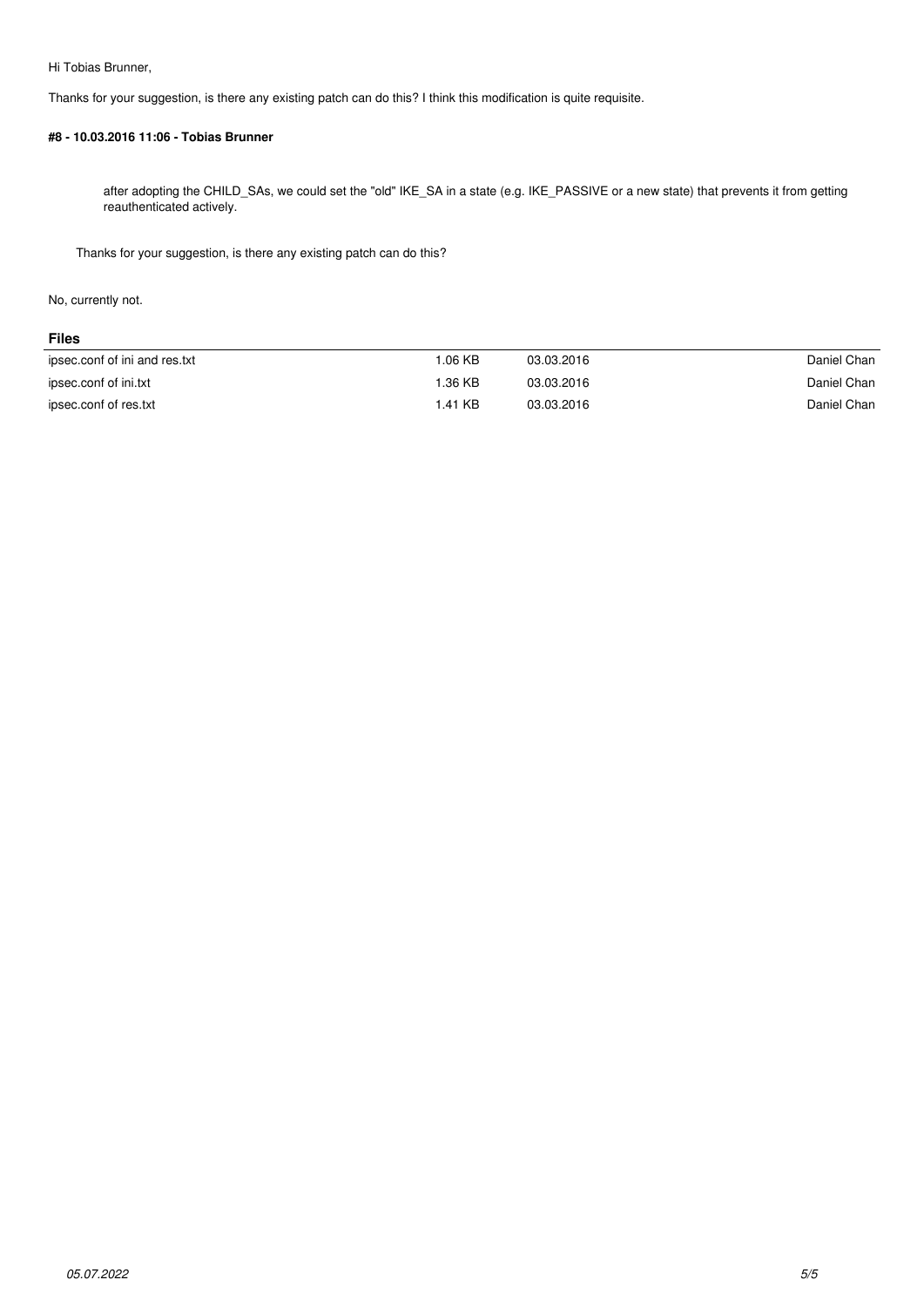Hi Tobias Brunner,

Thanks for your suggestion, is there any existing patch can do this? I think this modification is quite requisite.

#### #8 - 10.03.2016 11:06 - Tobias Brunner

> after adopting the CHILD_SAs, we could set the "old" IKE_SA in a state (e.g. IKE_PASSIVE or a new state) that prevents it from getting reauthenticated actively.

> Thanks for your suggestion, is there any existing patch can do this?

No, currently not.

## Files

| | | | |
|---|---|---|---|
| ipsec.conf of ini and res.txt | 1.06 KB | 03.03.2016 | Daniel Chan |
| ipsec.conf of ini.txt | 1.36 KB | 03.03.2016 | Daniel Chan |
| ipsec.conf of res.txt | 1.41 KB | 03.03.2016 | Daniel Chan |